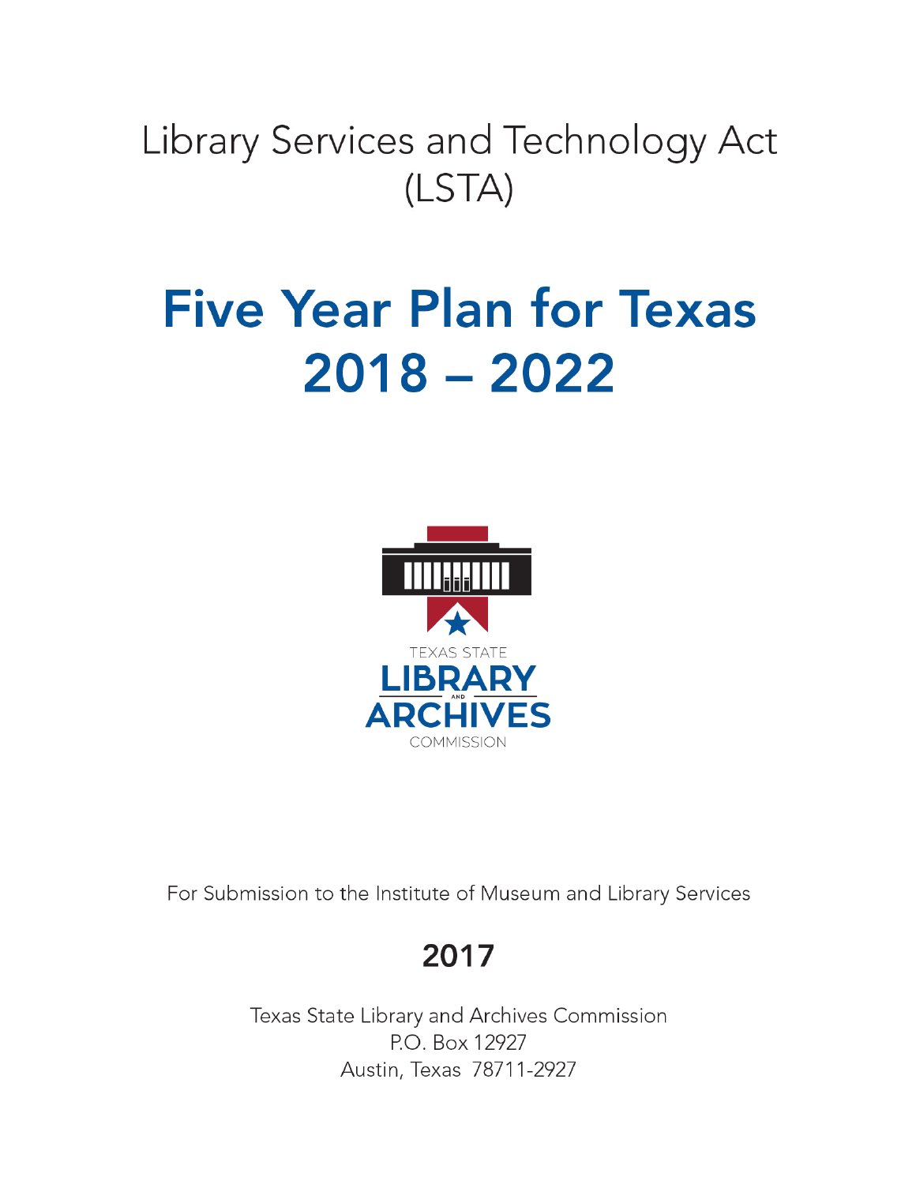Library Services and Technology Act (LSTA)

# Five Year Plan for Texas 2018 – 2022

TEXAS STATE LIBRARY AND ARCHIVES COMMISSION

For Submission to the Institute of Museum and Library Services

## 2017

Texas State Library and Archives Commission
P.O. Box 12927
Austin, Texas 78711-2927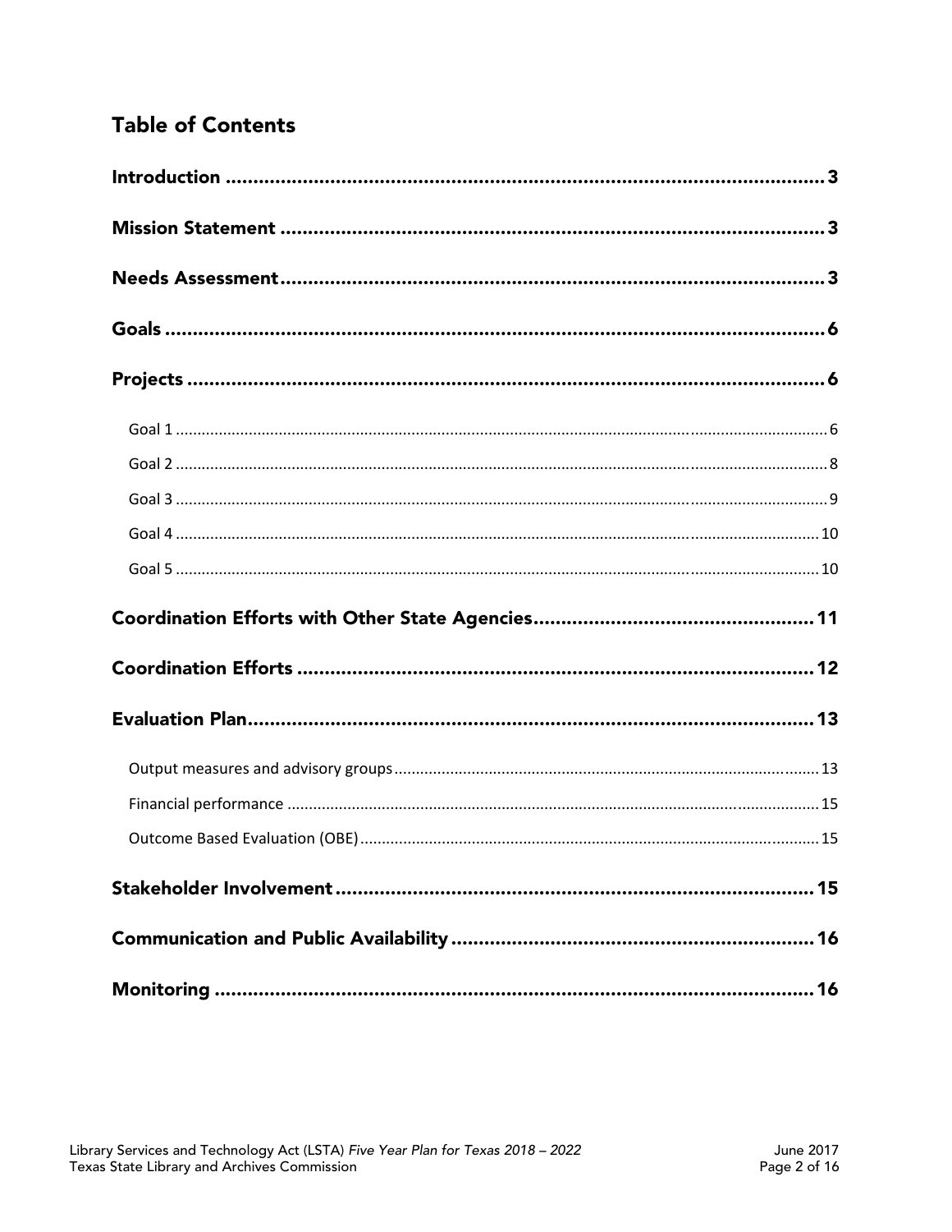# Table of Contents

Introduction ..... 3

Mission Statement ..... 3

Needs Assessment ..... 3

Goals ..... 6

Projects ..... 6

- Goal 1 ..... 6
- Goal 2 ..... 8
- Goal 3 ..... 9
- Goal 4 ..... 10
- Goal 5 ..... 10

Coordination Efforts with Other State Agencies ..... 11

Coordination Efforts ..... 12

Evaluation Plan ..... 13

- Output measures and advisory groups ..... 13
- Financial performance ..... 15
- Outcome Based Evaluation (OBE) ..... 15

Stakeholder Involvement ..... 15

Communication and Public Availability ..... 16

Monitoring ..... 16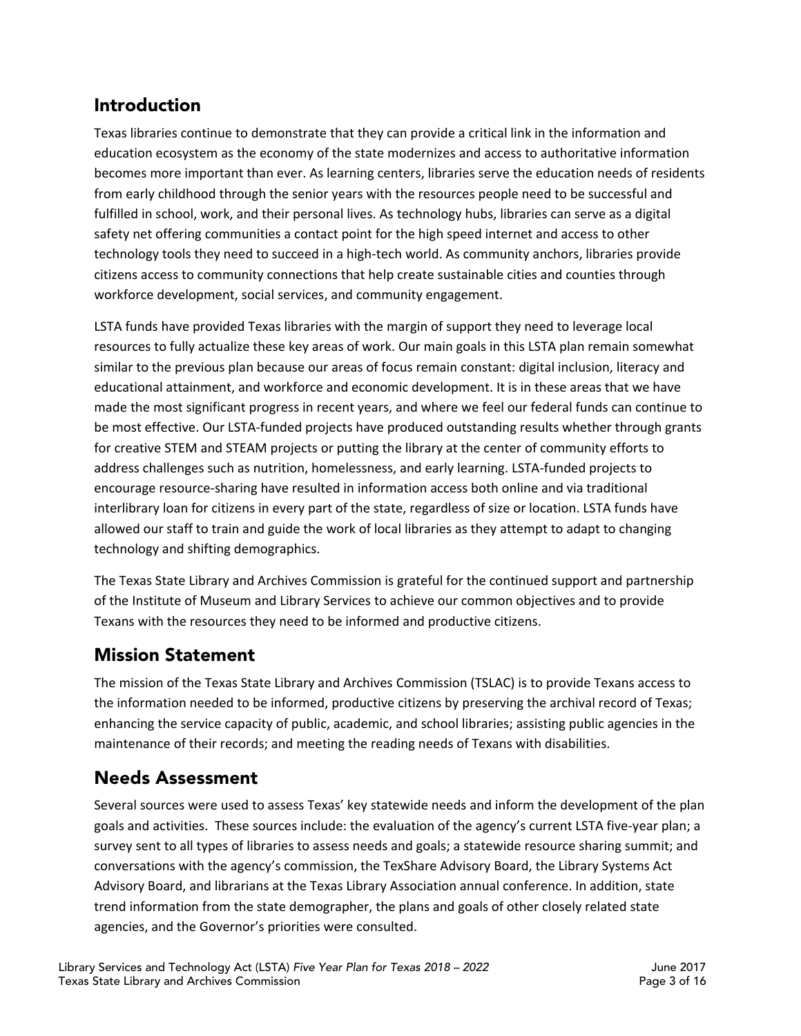## Introduction

Texas libraries continue to demonstrate that they can provide a critical link in the information and education ecosystem as the economy of the state modernizes and access to authoritative information becomes more important than ever. As learning centers, libraries serve the education needs of residents from early childhood through the senior years with the resources people need to be successful and fulfilled in school, work, and their personal lives. As technology hubs, libraries can serve as a digital safety net offering communities a contact point for the high speed internet and access to other technology tools they need to succeed in a high-tech world. As community anchors, libraries provide citizens access to community connections that help create sustainable cities and counties through workforce development, social services, and community engagement.

LSTA funds have provided Texas libraries with the margin of support they need to leverage local resources to fully actualize these key areas of work. Our main goals in this LSTA plan remain somewhat similar to the previous plan because our areas of focus remain constant: digital inclusion, literacy and educational attainment, and workforce and economic development. It is in these areas that we have made the most significant progress in recent years, and where we feel our federal funds can continue to be most effective. Our LSTA-funded projects have produced outstanding results whether through grants for creative STEM and STEAM projects or putting the library at the center of community efforts to address challenges such as nutrition, homelessness, and early learning. LSTA-funded projects to encourage resource-sharing have resulted in information access both online and via traditional interlibrary loan for citizens in every part of the state, regardless of size or location. LSTA funds have allowed our staff to train and guide the work of local libraries as they attempt to adapt to changing technology and shifting demographics.

The Texas State Library and Archives Commission is grateful for the continued support and partnership of the Institute of Museum and Library Services to achieve our common objectives and to provide Texans with the resources they need to be informed and productive citizens.

## Mission Statement

The mission of the Texas State Library and Archives Commission (TSLAC) is to provide Texans access to the information needed to be informed, productive citizens by preserving the archival record of Texas; enhancing the service capacity of public, academic, and school libraries; assisting public agencies in the maintenance of their records; and meeting the reading needs of Texans with disabilities.

## Needs Assessment

Several sources were used to assess Texas' key statewide needs and inform the development of the plan goals and activities. These sources include: the evaluation of the agency's current LSTA five-year plan; a survey sent to all types of libraries to assess needs and goals; a statewide resource sharing summit; and conversations with the agency's commission, the TexShare Advisory Board, the Library Systems Act Advisory Board, and librarians at the Texas Library Association annual conference. In addition, state trend information from the state demographer, the plans and goals of other closely related state agencies, and the Governor's priorities were consulted.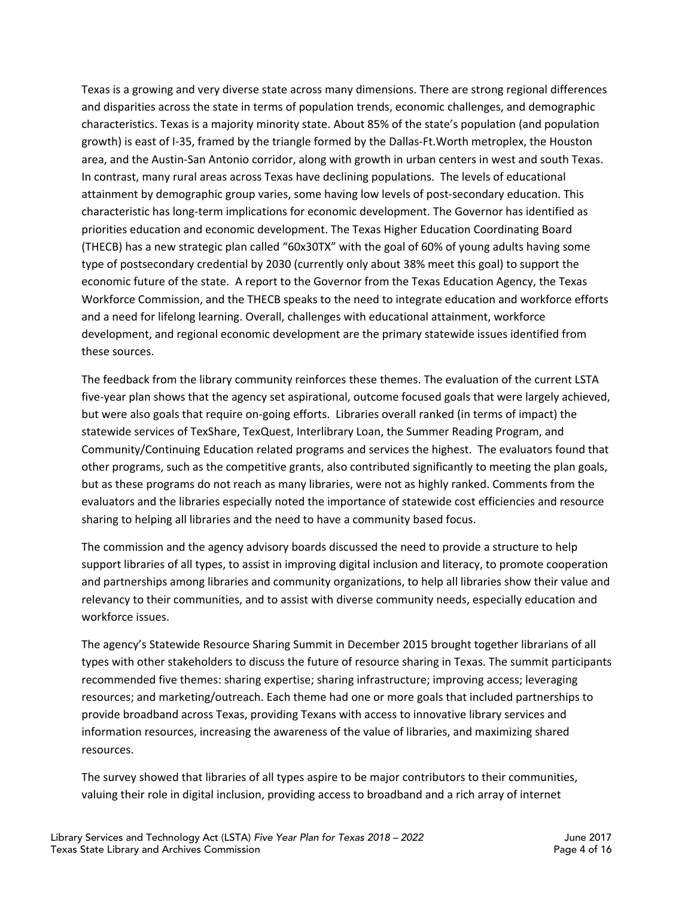Texas is a growing and very diverse state across many dimensions. There are strong regional differences and disparities across the state in terms of population trends, economic challenges, and demographic characteristics. Texas is a majority minority state. About 85% of the state's population (and population growth) is east of I-35, framed by the triangle formed by the Dallas-Ft.Worth metroplex, the Houston area, and the Austin-San Antonio corridor, along with growth in urban centers in west and south Texas. In contrast, many rural areas across Texas have declining populations. The levels of educational attainment by demographic group varies, some having low levels of post-secondary education. This characteristic has long-term implications for economic development. The Governor has identified as priorities education and economic development. The Texas Higher Education Coordinating Board (THECB) has a new strategic plan called "60x30TX" with the goal of 60% of young adults having some type of postsecondary credential by 2030 (currently only about 38% meet this goal) to support the economic future of the state. A report to the Governor from the Texas Education Agency, the Texas Workforce Commission, and the THECB speaks to the need to integrate education and workforce efforts and a need for lifelong learning. Overall, challenges with educational attainment, workforce development, and regional economic development are the primary statewide issues identified from these sources.

The feedback from the library community reinforces these themes. The evaluation of the current LSTA five-year plan shows that the agency set aspirational, outcome focused goals that were largely achieved, but were also goals that require on-going efforts. Libraries overall ranked (in terms of impact) the statewide services of TexShare, TexQuest, Interlibrary Loan, the Summer Reading Program, and Community/Continuing Education related programs and services the highest. The evaluators found that other programs, such as the competitive grants, also contributed significantly to meeting the plan goals, but as these programs do not reach as many libraries, were not as highly ranked. Comments from the evaluators and the libraries especially noted the importance of statewide cost efficiencies and resource sharing to helping all libraries and the need to have a community based focus.

The commission and the agency advisory boards discussed the need to provide a structure to help support libraries of all types, to assist in improving digital inclusion and literacy, to promote cooperation and partnerships among libraries and community organizations, to help all libraries show their value and relevancy to their communities, and to assist with diverse community needs, especially education and workforce issues.

The agency's Statewide Resource Sharing Summit in December 2015 brought together librarians of all types with other stakeholders to discuss the future of resource sharing in Texas. The summit participants recommended five themes: sharing expertise; sharing infrastructure; improving access; leveraging resources; and marketing/outreach. Each theme had one or more goals that included partnerships to provide broadband across Texas, providing Texans with access to innovative library services and information resources, increasing the awareness of the value of libraries, and maximizing shared resources.

The survey showed that libraries of all types aspire to be major contributors to their communities, valuing their role in digital inclusion, providing access to broadband and a rich array of internet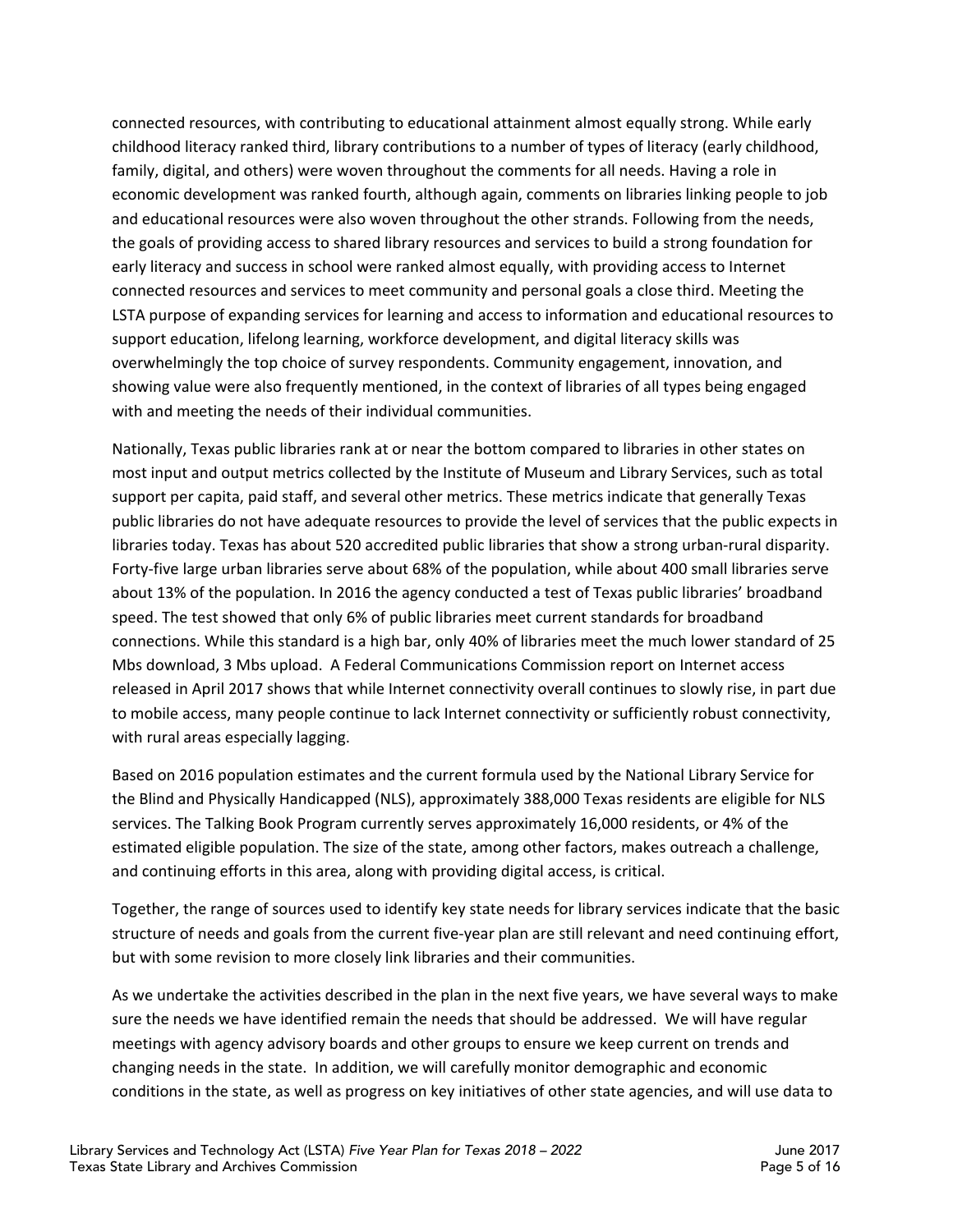connected resources, with contributing to educational attainment almost equally strong. While early childhood literacy ranked third, library contributions to a number of types of literacy (early childhood, family, digital, and others) were woven throughout the comments for all needs. Having a role in economic development was ranked fourth, although again, comments on libraries linking people to job and educational resources were also woven throughout the other strands. Following from the needs, the goals of providing access to shared library resources and services to build a strong foundation for early literacy and success in school were ranked almost equally, with providing access to Internet connected resources and services to meet community and personal goals a close third. Meeting the LSTA purpose of expanding services for learning and access to information and educational resources to support education, lifelong learning, workforce development, and digital literacy skills was overwhelmingly the top choice of survey respondents. Community engagement, innovation, and showing value were also frequently mentioned, in the context of libraries of all types being engaged with and meeting the needs of their individual communities.

Nationally, Texas public libraries rank at or near the bottom compared to libraries in other states on most input and output metrics collected by the Institute of Museum and Library Services, such as total support per capita, paid staff, and several other metrics. These metrics indicate that generally Texas public libraries do not have adequate resources to provide the level of services that the public expects in libraries today. Texas has about 520 accredited public libraries that show a strong urban-rural disparity. Forty-five large urban libraries serve about 68% of the population, while about 400 small libraries serve about 13% of the population. In 2016 the agency conducted a test of Texas public libraries' broadband speed. The test showed that only 6% of public libraries meet current standards for broadband connections. While this standard is a high bar, only 40% of libraries meet the much lower standard of 25 Mbs download, 3 Mbs upload. A Federal Communications Commission report on Internet access released in April 2017 shows that while Internet connectivity overall continues to slowly rise, in part due to mobile access, many people continue to lack Internet connectivity or sufficiently robust connectivity, with rural areas especially lagging.

Based on 2016 population estimates and the current formula used by the National Library Service for the Blind and Physically Handicapped (NLS), approximately 388,000 Texas residents are eligible for NLS services. The Talking Book Program currently serves approximately 16,000 residents, or 4% of the estimated eligible population. The size of the state, among other factors, makes outreach a challenge, and continuing efforts in this area, along with providing digital access, is critical.

Together, the range of sources used to identify key state needs for library services indicate that the basic structure of needs and goals from the current five-year plan are still relevant and need continuing effort, but with some revision to more closely link libraries and their communities.

As we undertake the activities described in the plan in the next five years, we have several ways to make sure the needs we have identified remain the needs that should be addressed. We will have regular meetings with agency advisory boards and other groups to ensure we keep current on trends and changing needs in the state. In addition, we will carefully monitor demographic and economic conditions in the state, as well as progress on key initiatives of other state agencies, and will use data to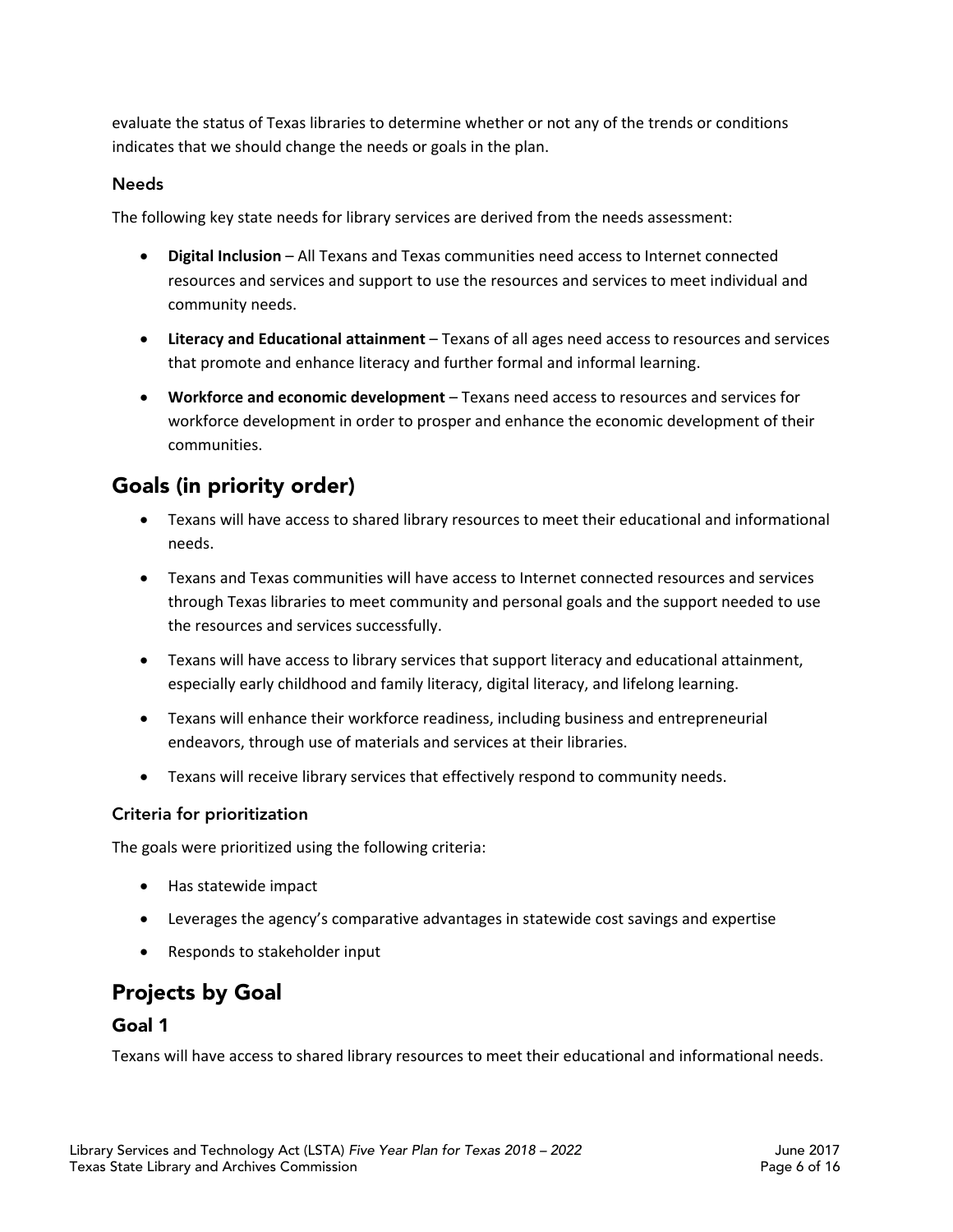evaluate the status of Texas libraries to determine whether or not any of the trends or conditions indicates that we should change the needs or goals in the plan.

### Needs

The following key state needs for library services are derived from the needs assessment:

- **Digital Inclusion** – All Texans and Texas communities need access to Internet connected resources and services and support to use the resources and services to meet individual and community needs.
- **Literacy and Educational attainment** – Texans of all ages need access to resources and services that promote and enhance literacy and further formal and informal learning.
- **Workforce and economic development** – Texans need access to resources and services for workforce development in order to prosper and enhance the economic development of their communities.

## Goals (in priority order)

- Texans will have access to shared library resources to meet their educational and informational needs.
- Texans and Texas communities will have access to Internet connected resources and services through Texas libraries to meet community and personal goals and the support needed to use the resources and services successfully.
- Texans will have access to library services that support literacy and educational attainment, especially early childhood and family literacy, digital literacy, and lifelong learning.
- Texans will enhance their workforce readiness, including business and entrepreneurial endeavors, through use of materials and services at their libraries.
- Texans will receive library services that effectively respond to community needs.

### Criteria for prioritization

The goals were prioritized using the following criteria:

- Has statewide impact
- Leverages the agency's comparative advantages in statewide cost savings and expertise
- Responds to stakeholder input

## Projects by Goal

### Goal 1

Texans will have access to shared library resources to meet their educational and informational needs.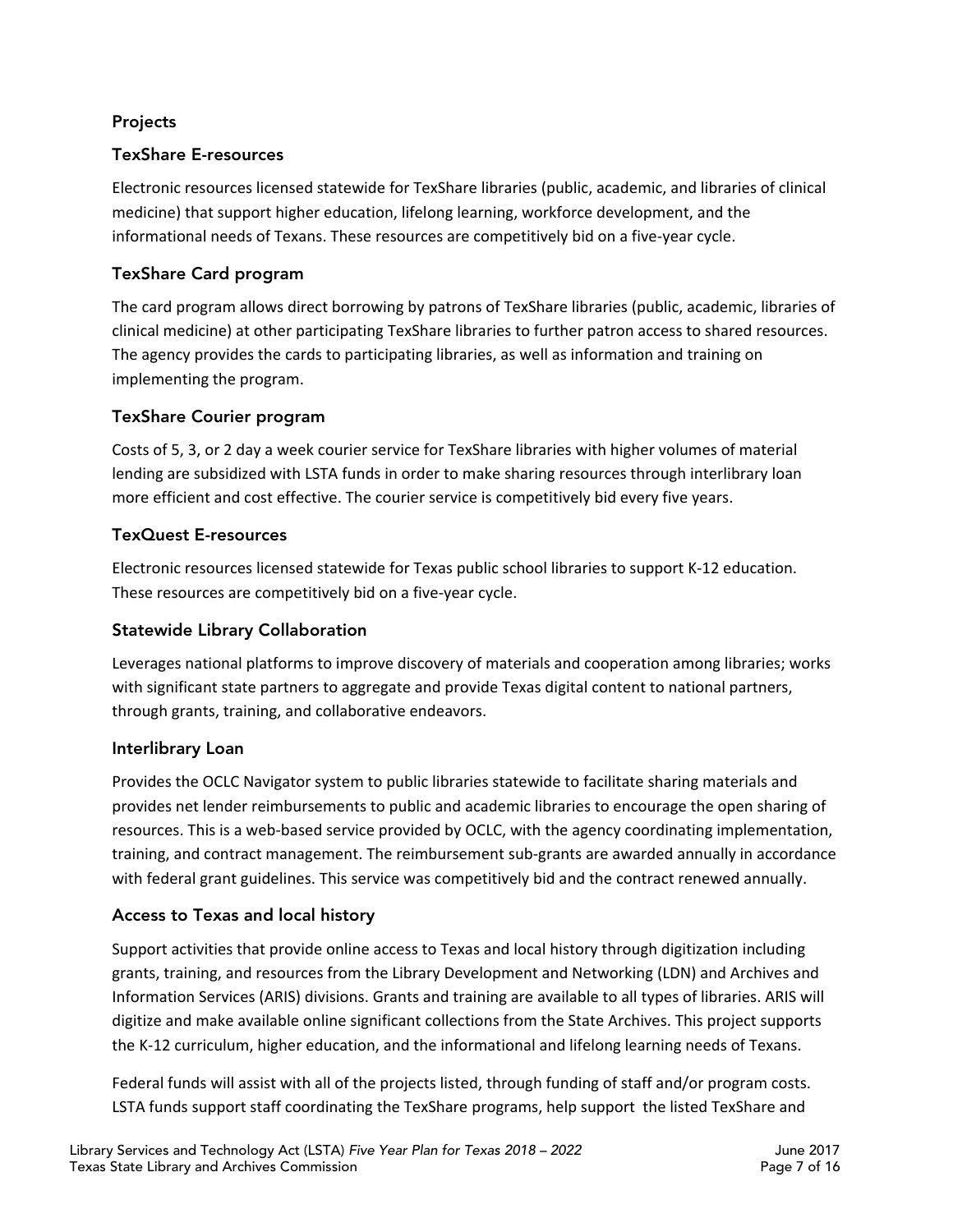### Projects

### TexShare E-resources

Electronic resources licensed statewide for TexShare libraries (public, academic, and libraries of clinical medicine) that support higher education, lifelong learning, workforce development, and the informational needs of Texans. These resources are competitively bid on a five-year cycle.

### TexShare Card program

The card program allows direct borrowing by patrons of TexShare libraries (public, academic, libraries of clinical medicine) at other participating TexShare libraries to further patron access to shared resources. The agency provides the cards to participating libraries, as well as information and training on implementing the program.

### TexShare Courier program

Costs of 5, 3, or 2 day a week courier service for TexShare libraries with higher volumes of material lending are subsidized with LSTA funds in order to make sharing resources through interlibrary loan more efficient and cost effective. The courier service is competitively bid every five years.

### TexQuest E-resources

Electronic resources licensed statewide for Texas public school libraries to support K-12 education. These resources are competitively bid on a five-year cycle.

### Statewide Library Collaboration

Leverages national platforms to improve discovery of materials and cooperation among libraries; works with significant state partners to aggregate and provide Texas digital content to national partners, through grants, training, and collaborative endeavors.

### Interlibrary Loan

Provides the OCLC Navigator system to public libraries statewide to facilitate sharing materials and provides net lender reimbursements to public and academic libraries to encourage the open sharing of resources. This is a web-based service provided by OCLC, with the agency coordinating implementation, training, and contract management. The reimbursement sub-grants are awarded annually in accordance with federal grant guidelines. This service was competitively bid and the contract renewed annually.

### Access to Texas and local history

Support activities that provide online access to Texas and local history through digitization including grants, training, and resources from the Library Development and Networking (LDN) and Archives and Information Services (ARIS) divisions. Grants and training are available to all types of libraries. ARIS will digitize and make available online significant collections from the State Archives. This project supports the K-12 curriculum, higher education, and the informational and lifelong learning needs of Texans.

Federal funds will assist with all of the projects listed, through funding of staff and/or program costs. LSTA funds support staff coordinating the TexShare programs, help support the listed TexShare and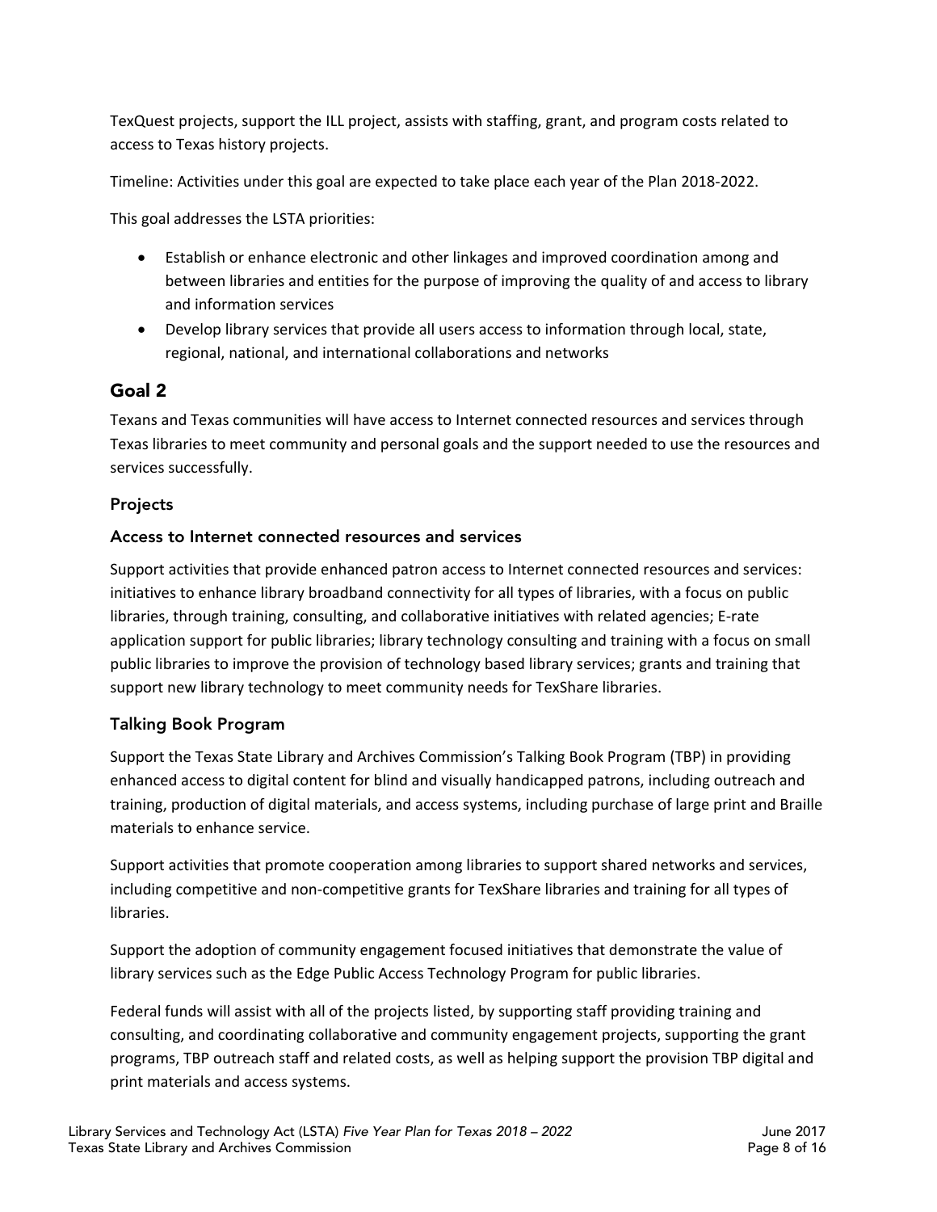TexQuest projects, support the ILL project, assists with staffing, grant, and program costs related to access to Texas history projects.

Timeline: Activities under this goal are expected to take place each year of the Plan 2018-2022.

This goal addresses the LSTA priorities:

- Establish or enhance electronic and other linkages and improved coordination among and between libraries and entities for the purpose of improving the quality of and access to library and information services
- Develop library services that provide all users access to information through local, state, regional, national, and international collaborations and networks

## Goal 2

Texans and Texas communities will have access to Internet connected resources and services through Texas libraries to meet community and personal goals and the support needed to use the resources and services successfully.

### Projects

### Access to Internet connected resources and services

Support activities that provide enhanced patron access to Internet connected resources and services: initiatives to enhance library broadband connectivity for all types of libraries, with a focus on public libraries, through training, consulting, and collaborative initiatives with related agencies; E-rate application support for public libraries; library technology consulting and training with a focus on small public libraries to improve the provision of technology based library services; grants and training that support new library technology to meet community needs for TexShare libraries.

### Talking Book Program

Support the Texas State Library and Archives Commission's Talking Book Program (TBP) in providing enhanced access to digital content for blind and visually handicapped patrons, including outreach and training, production of digital materials, and access systems, including purchase of large print and Braille materials to enhance service.

Support activities that promote cooperation among libraries to support shared networks and services, including competitive and non-competitive grants for TexShare libraries and training for all types of libraries.

Support the adoption of community engagement focused initiatives that demonstrate the value of library services such as the Edge Public Access Technology Program for public libraries.

Federal funds will assist with all of the projects listed, by supporting staff providing training and consulting, and coordinating collaborative and community engagement projects, supporting the grant programs, TBP outreach staff and related costs, as well as helping support the provision TBP digital and print materials and access systems.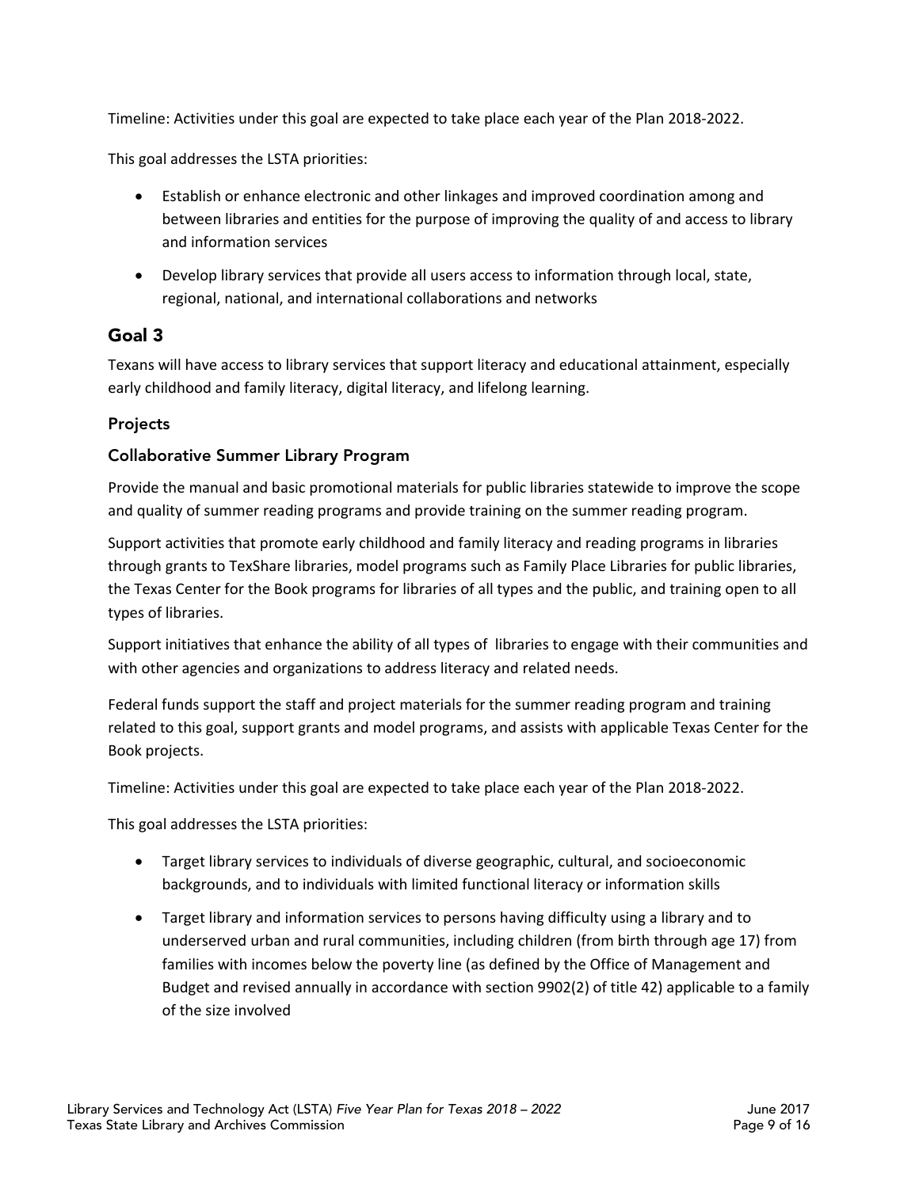Timeline: Activities under this goal are expected to take place each year of the Plan 2018-2022.

This goal addresses the LSTA priorities:

- Establish or enhance electronic and other linkages and improved coordination among and between libraries and entities for the purpose of improving the quality of and access to library and information services
- Develop library services that provide all users access to information through local, state, regional, national, and international collaborations and networks

## Goal 3

Texans will have access to library services that support literacy and educational attainment, especially early childhood and family literacy, digital literacy, and lifelong learning.

### Projects

### Collaborative Summer Library Program

Provide the manual and basic promotional materials for public libraries statewide to improve the scope and quality of summer reading programs and provide training on the summer reading program.

Support activities that promote early childhood and family literacy and reading programs in libraries through grants to TexShare libraries, model programs such as Family Place Libraries for public libraries, the Texas Center for the Book programs for libraries of all types and the public, and training open to all types of libraries.

Support initiatives that enhance the ability of all types of libraries to engage with their communities and with other agencies and organizations to address literacy and related needs.

Federal funds support the staff and project materials for the summer reading program and training related to this goal, support grants and model programs, and assists with applicable Texas Center for the Book projects.

Timeline: Activities under this goal are expected to take place each year of the Plan 2018-2022.

This goal addresses the LSTA priorities:

- Target library services to individuals of diverse geographic, cultural, and socioeconomic backgrounds, and to individuals with limited functional literacy or information skills
- Target library and information services to persons having difficulty using a library and to underserved urban and rural communities, including children (from birth through age 17) from families with incomes below the poverty line (as defined by the Office of Management and Budget and revised annually in accordance with section 9902(2) of title 42) applicable to a family of the size involved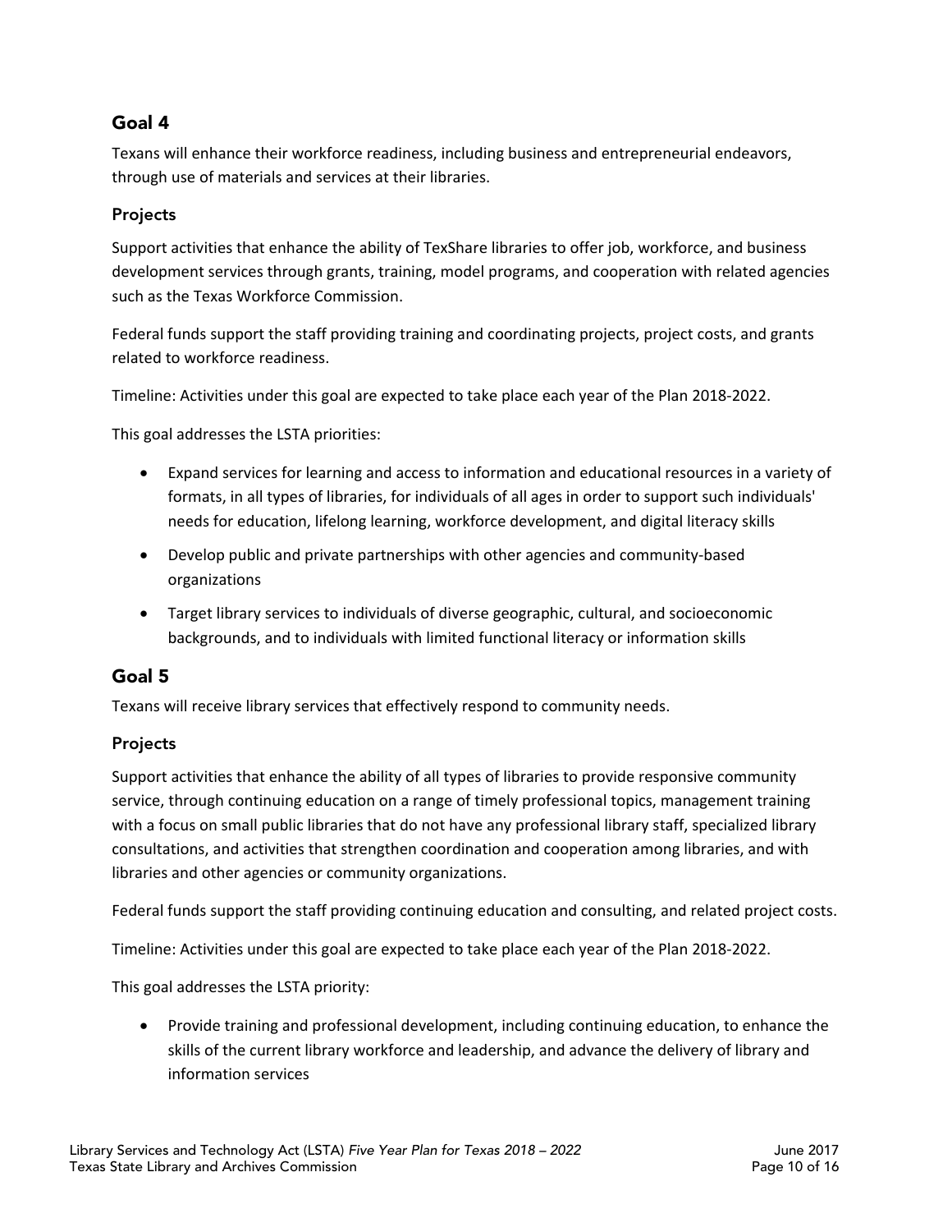## Goal 4

Texans will enhance their workforce readiness, including business and entrepreneurial endeavors, through use of materials and services at their libraries.

### Projects

Support activities that enhance the ability of TexShare libraries to offer job, workforce, and business development services through grants, training, model programs, and cooperation with related agencies such as the Texas Workforce Commission.

Federal funds support the staff providing training and coordinating projects, project costs, and grants related to workforce readiness.

Timeline: Activities under this goal are expected to take place each year of the Plan 2018-2022.

This goal addresses the LSTA priorities:

- Expand services for learning and access to information and educational resources in a variety of formats, in all types of libraries, for individuals of all ages in order to support such individuals' needs for education, lifelong learning, workforce development, and digital literacy skills
- Develop public and private partnerships with other agencies and community-based organizations
- Target library services to individuals of diverse geographic, cultural, and socioeconomic backgrounds, and to individuals with limited functional literacy or information skills

## Goal 5

Texans will receive library services that effectively respond to community needs.

### Projects

Support activities that enhance the ability of all types of libraries to provide responsive community service, through continuing education on a range of timely professional topics, management training with a focus on small public libraries that do not have any professional library staff, specialized library consultations, and activities that strengthen coordination and cooperation among libraries, and with libraries and other agencies or community organizations.

Federal funds support the staff providing continuing education and consulting, and related project costs.

Timeline: Activities under this goal are expected to take place each year of the Plan 2018-2022.

This goal addresses the LSTA priority:

- Provide training and professional development, including continuing education, to enhance the skills of the current library workforce and leadership, and advance the delivery of library and information services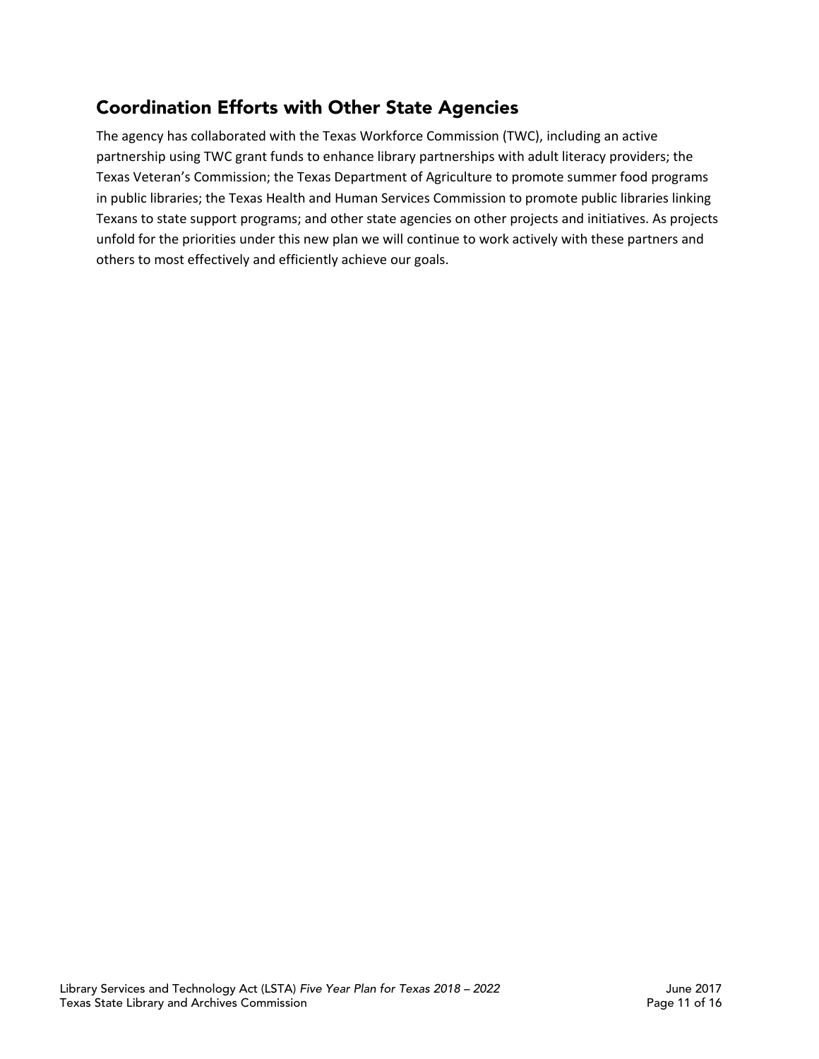## Coordination Efforts with Other State Agencies

The agency has collaborated with the Texas Workforce Commission (TWC), including an active partnership using TWC grant funds to enhance library partnerships with adult literacy providers; the Texas Veteran's Commission; the Texas Department of Agriculture to promote summer food programs in public libraries; the Texas Health and Human Services Commission to promote public libraries linking Texans to state support programs; and other state agencies on other projects and initiatives. As projects unfold for the priorities under this new plan we will continue to work actively with these partners and others to most effectively and efficiently achieve our goals.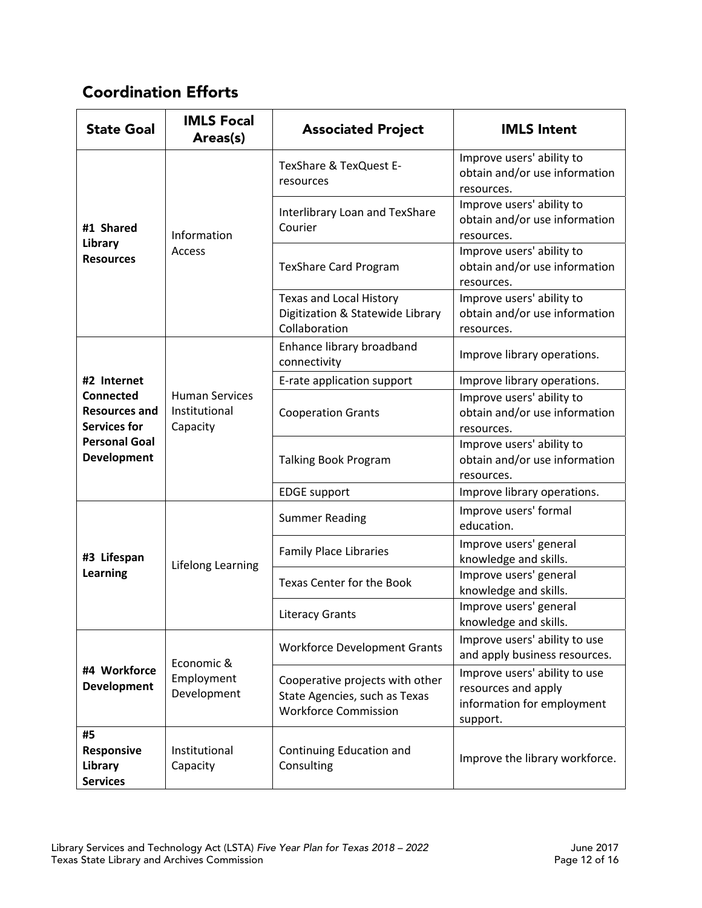## Coordination Efforts

| State Goal | IMLS Focal Areas(s) | Associated Project | IMLS Intent |
|---|---|---|---|
| **#1 Shared Library Resources** | Information Access | TexShare & TexQuest E-resources | Improve users' ability to obtain and/or use information resources. |
| | | Interlibrary Loan and TexShare Courier | Improve users' ability to obtain and/or use information resources. |
| | | TexShare Card Program | Improve users' ability to obtain and/or use information resources. |
| | | Texas and Local History Digitization & Statewide Library Collaboration | Improve users' ability to obtain and/or use information resources. |
| **#2 Internet Connected Resources and Services for Personal Goal Development** | Human Services Institutional Capacity | Enhance library broadband connectivity | Improve library operations. |
| | | E-rate application support | Improve library operations. |
| | | Cooperation Grants | Improve users' ability to obtain and/or use information resources. |
| | | Talking Book Program | Improve users' ability to obtain and/or use information resources. |
| | | EDGE support | Improve library operations. |
| **#3 Lifespan Learning** | Lifelong Learning | Summer Reading | Improve users' formal education. |
| | | Family Place Libraries | Improve users' general knowledge and skills. |
| | | Texas Center for the Book | Improve users' general knowledge and skills. |
| | | Literacy Grants | Improve users' general knowledge and skills. |
| **#4 Workforce Development** | Economic & Employment Development | Workforce Development Grants | Improve users' ability to use and apply business resources. |
| | | Cooperative projects with other State Agencies, such as Texas Workforce Commission | Improve users' ability to use resources and apply information for employment support. |
| **#5 Responsive Library Services** | Institutional Capacity | Continuing Education and Consulting | Improve the library workforce. |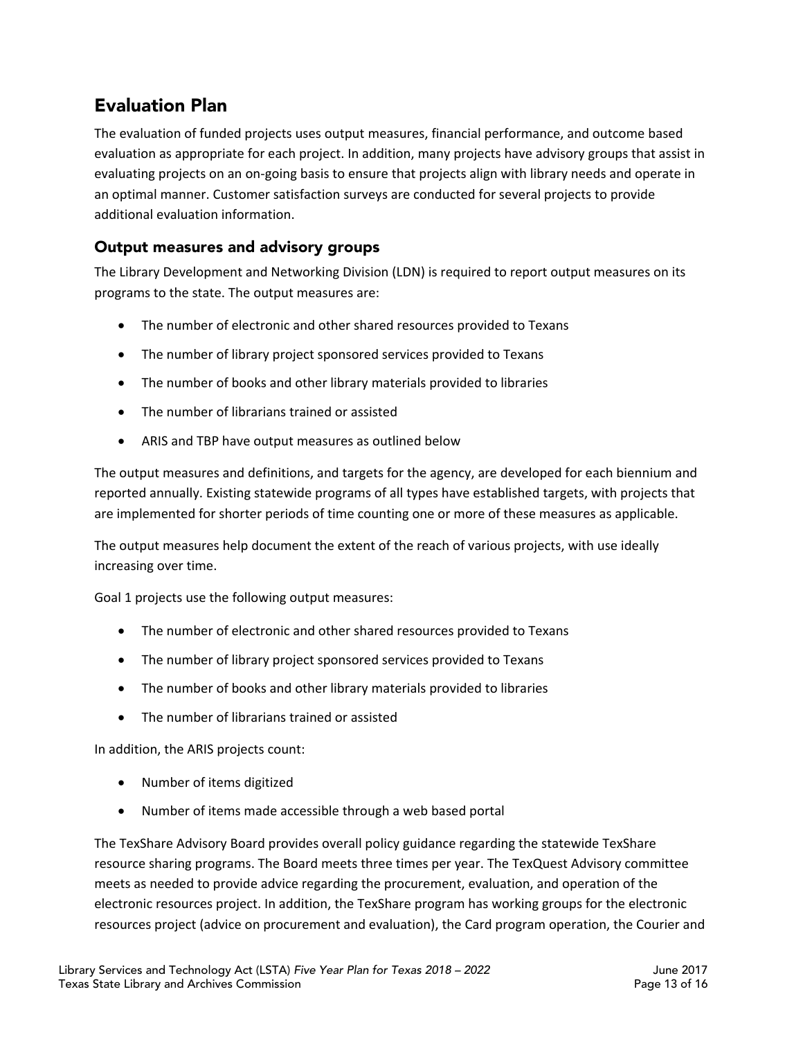## Evaluation Plan

The evaluation of funded projects uses output measures, financial performance, and outcome based evaluation as appropriate for each project. In addition, many projects have advisory groups that assist in evaluating projects on an on-going basis to ensure that projects align with library needs and operate in an optimal manner. Customer satisfaction surveys are conducted for several projects to provide additional evaluation information.

### Output measures and advisory groups

The Library Development and Networking Division (LDN) is required to report output measures on its programs to the state. The output measures are:

- The number of electronic and other shared resources provided to Texans
- The number of library project sponsored services provided to Texans
- The number of books and other library materials provided to libraries
- The number of librarians trained or assisted
- ARIS and TBP have output measures as outlined below

The output measures and definitions, and targets for the agency, are developed for each biennium and reported annually. Existing statewide programs of all types have established targets, with projects that are implemented for shorter periods of time counting one or more of these measures as applicable.

The output measures help document the extent of the reach of various projects, with use ideally increasing over time.

Goal 1 projects use the following output measures:

- The number of electronic and other shared resources provided to Texans
- The number of library project sponsored services provided to Texans
- The number of books and other library materials provided to libraries
- The number of librarians trained or assisted

In addition, the ARIS projects count:

- Number of items digitized
- Number of items made accessible through a web based portal

The TexShare Advisory Board provides overall policy guidance regarding the statewide TexShare resource sharing programs. The Board meets three times per year. The TexQuest Advisory committee meets as needed to provide advice regarding the procurement, evaluation, and operation of the electronic resources project. In addition, the TexShare program has working groups for the electronic resources project (advice on procurement and evaluation), the Card program operation, the Courier and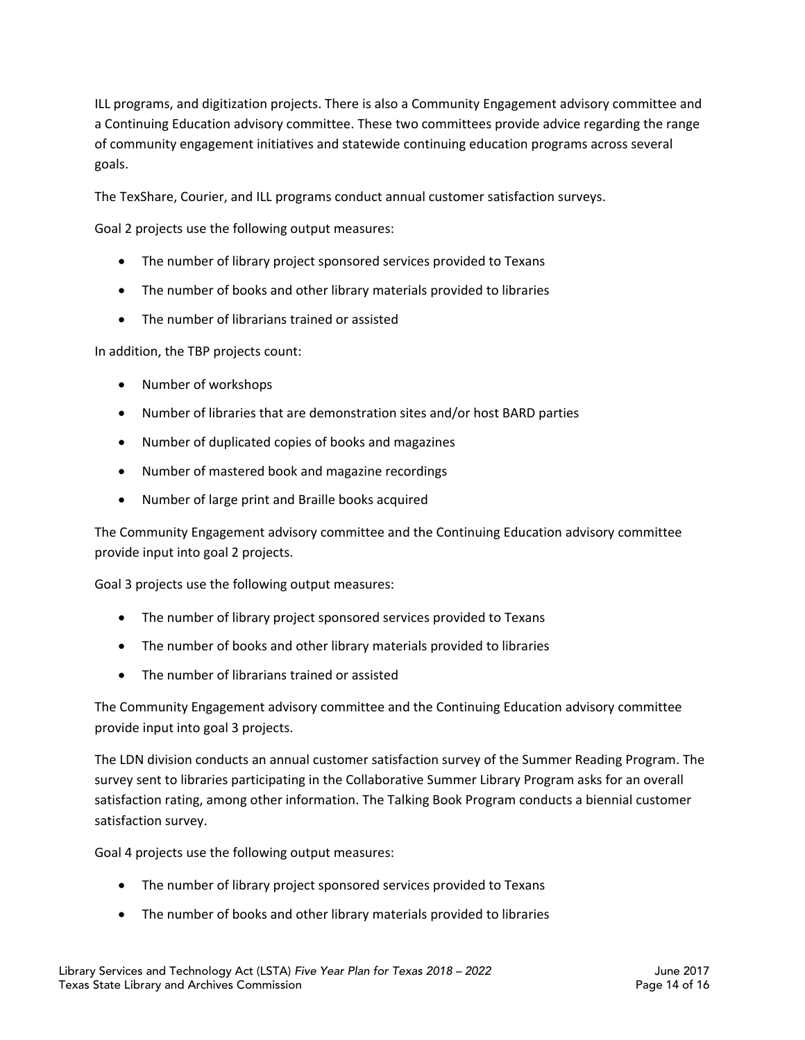ILL programs, and digitization projects. There is also a Community Engagement advisory committee and a Continuing Education advisory committee. These two committees provide advice regarding the range of community engagement initiatives and statewide continuing education programs across several goals.

The TexShare, Courier, and ILL programs conduct annual customer satisfaction surveys.

Goal 2 projects use the following output measures:

- The number of library project sponsored services provided to Texans
- The number of books and other library materials provided to libraries
- The number of librarians trained or assisted

In addition, the TBP projects count:

- Number of workshops
- Number of libraries that are demonstration sites and/or host BARD parties
- Number of duplicated copies of books and magazines
- Number of mastered book and magazine recordings
- Number of large print and Braille books acquired

The Community Engagement advisory committee and the Continuing Education advisory committee provide input into goal 2 projects.

Goal 3 projects use the following output measures:

- The number of library project sponsored services provided to Texans
- The number of books and other library materials provided to libraries
- The number of librarians trained or assisted

The Community Engagement advisory committee and the Continuing Education advisory committee provide input into goal 3 projects.

The LDN division conducts an annual customer satisfaction survey of the Summer Reading Program. The survey sent to libraries participating in the Collaborative Summer Library Program asks for an overall satisfaction rating, among other information. The Talking Book Program conducts a biennial customer satisfaction survey.

Goal 4 projects use the following output measures:

- The number of library project sponsored services provided to Texans
- The number of books and other library materials provided to libraries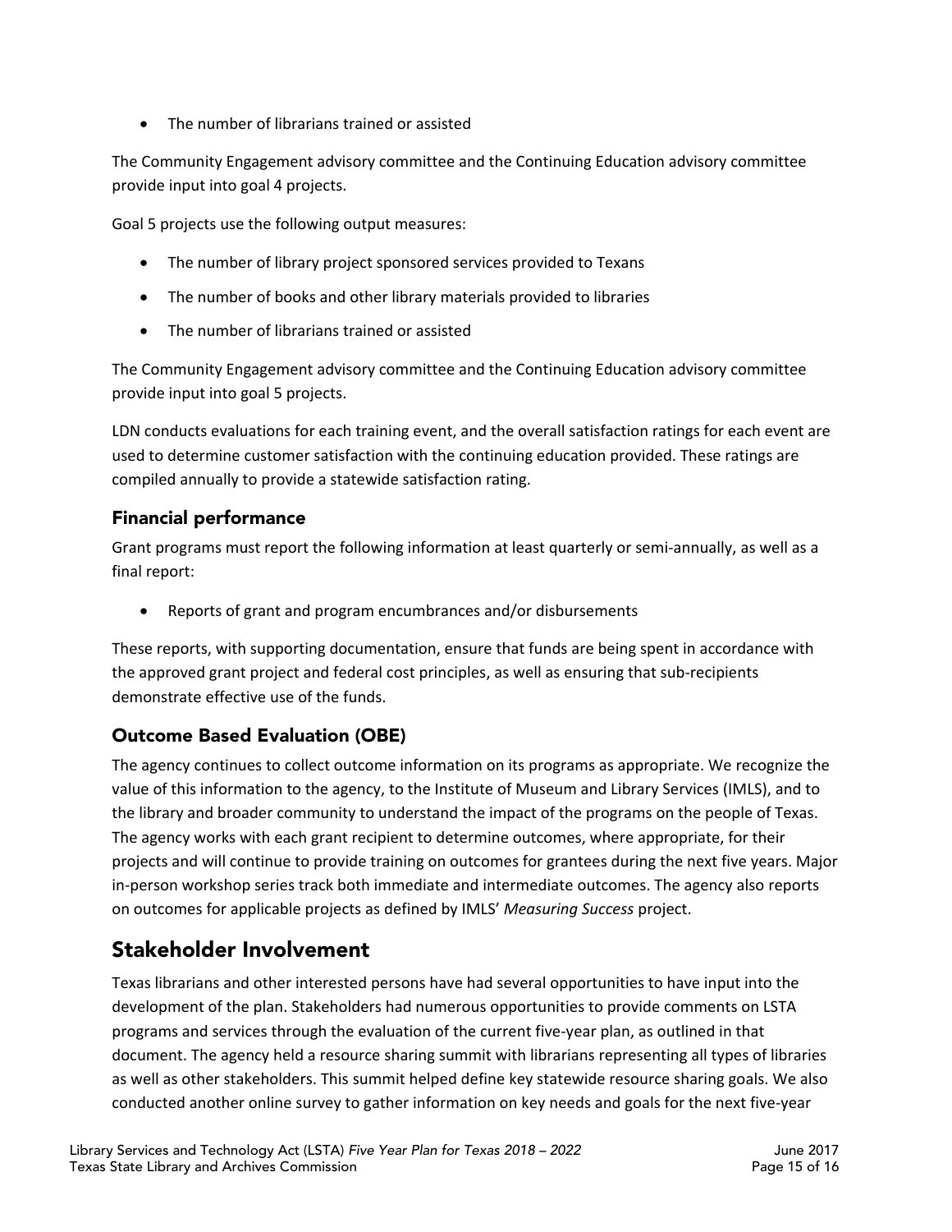- The number of librarians trained or assisted

The Community Engagement advisory committee and the Continuing Education advisory committee provide input into goal 4 projects.

Goal 5 projects use the following output measures:

- The number of library project sponsored services provided to Texans
- The number of books and other library materials provided to libraries
- The number of librarians trained or assisted

The Community Engagement advisory committee and the Continuing Education advisory committee provide input into goal 5 projects.

LDN conducts evaluations for each training event, and the overall satisfaction ratings for each event are used to determine customer satisfaction with the continuing education provided. These ratings are compiled annually to provide a statewide satisfaction rating.

### Financial performance

Grant programs must report the following information at least quarterly or semi-annually, as well as a final report:

- Reports of grant and program encumbrances and/or disbursements

These reports, with supporting documentation, ensure that funds are being spent in accordance with the approved grant project and federal cost principles, as well as ensuring that sub-recipients demonstrate effective use of the funds.

### Outcome Based Evaluation (OBE)

The agency continues to collect outcome information on its programs as appropriate. We recognize the value of this information to the agency, to the Institute of Museum and Library Services (IMLS), and to the library and broader community to understand the impact of the programs on the people of Texas. The agency works with each grant recipient to determine outcomes, where appropriate, for their projects and will continue to provide training on outcomes for grantees during the next five years. Major in-person workshop series track both immediate and intermediate outcomes. The agency also reports on outcomes for applicable projects as defined by IMLS' *Measuring Success* project.

## Stakeholder Involvement

Texas librarians and other interested persons have had several opportunities to have input into the development of the plan. Stakeholders had numerous opportunities to provide comments on LSTA programs and services through the evaluation of the current five-year plan, as outlined in that document. The agency held a resource sharing summit with librarians representing all types of libraries as well as other stakeholders. This summit helped define key statewide resource sharing goals. We also conducted another online survey to gather information on key needs and goals for the next five-year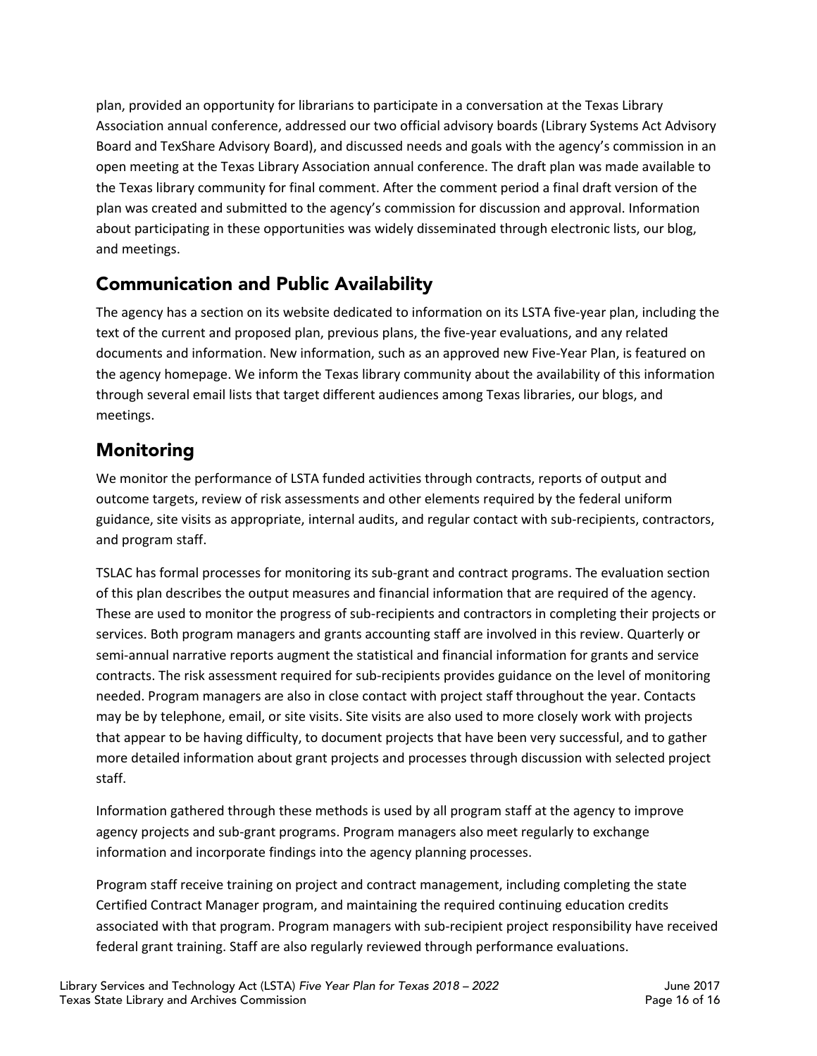plan, provided an opportunity for librarians to participate in a conversation at the Texas Library Association annual conference, addressed our two official advisory boards (Library Systems Act Advisory Board and TexShare Advisory Board), and discussed needs and goals with the agency's commission in an open meeting at the Texas Library Association annual conference. The draft plan was made available to the Texas library community for final comment. After the comment period a final draft version of the plan was created and submitted to the agency's commission for discussion and approval. Information about participating in these opportunities was widely disseminated through electronic lists, our blog, and meetings.

## Communication and Public Availability

The agency has a section on its website dedicated to information on its LSTA five-year plan, including the text of the current and proposed plan, previous plans, the five-year evaluations, and any related documents and information. New information, such as an approved new Five-Year Plan, is featured on the agency homepage. We inform the Texas library community about the availability of this information through several email lists that target different audiences among Texas libraries, our blogs, and meetings.

## Monitoring

We monitor the performance of LSTA funded activities through contracts, reports of output and outcome targets, review of risk assessments and other elements required by the federal uniform guidance, site visits as appropriate, internal audits, and regular contact with sub-recipients, contractors, and program staff.

TSLAC has formal processes for monitoring its sub-grant and contract programs. The evaluation section of this plan describes the output measures and financial information that are required of the agency. These are used to monitor the progress of sub-recipients and contractors in completing their projects or services. Both program managers and grants accounting staff are involved in this review. Quarterly or semi-annual narrative reports augment the statistical and financial information for grants and service contracts. The risk assessment required for sub-recipients provides guidance on the level of monitoring needed. Program managers are also in close contact with project staff throughout the year. Contacts may be by telephone, email, or site visits. Site visits are also used to more closely work with projects that appear to be having difficulty, to document projects that have been very successful, and to gather more detailed information about grant projects and processes through discussion with selected project staff.

Information gathered through these methods is used by all program staff at the agency to improve agency projects and sub-grant programs. Program managers also meet regularly to exchange information and incorporate findings into the agency planning processes.

Program staff receive training on project and contract management, including completing the state Certified Contract Manager program, and maintaining the required continuing education credits associated with that program. Program managers with sub-recipient project responsibility have received federal grant training. Staff are also regularly reviewed through performance evaluations.